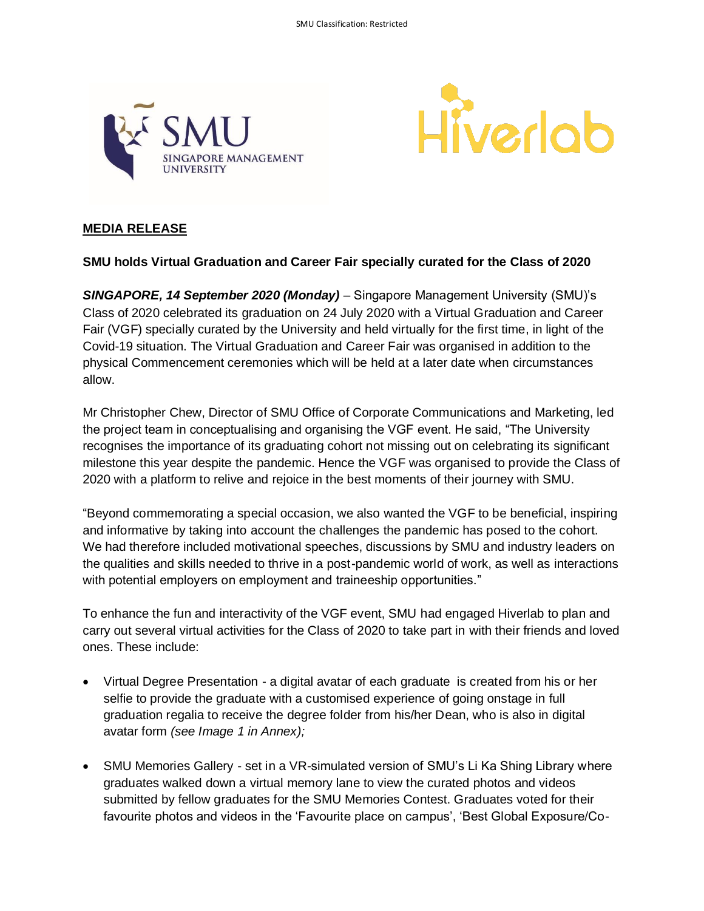**MEDIA RELEASE**

**SMU holds Virtual Graduation and Career Fair specially curated for the Class of 2020**

***SINGAPORE, 14 September 2020 (Monday)*** – Singapore Management University (SMU)'s Class of 2020 celebrated its graduation on 24 July 2020 with a Virtual Graduation and Career Fair (VGF) specially curated by the University and held virtually for the first time, in light of the Covid-19 situation. The Virtual Graduation and Career Fair was organised in addition to the physical Commencement ceremonies which will be held at a later date when circumstances allow.

Mr Christopher Chew, Director of SMU Office of Corporate Communications and Marketing, led the project team in conceptualising and organising the VGF event. He said, "The University recognises the importance of its graduating cohort not missing out on celebrating its significant milestone this year despite the pandemic. Hence the VGF was organised to provide the Class of 2020 with a platform to relive and rejoice in the best moments of their journey with SMU.

"Beyond commemorating a special occasion, we also wanted the VGF to be beneficial, inspiring and informative by taking into account the challenges the pandemic has posed to the cohort. We had therefore included motivational speeches, discussions by SMU and industry leaders on the qualities and skills needed to thrive in a post-pandemic world of work, as well as interactions with potential employers on employment and traineeship opportunities."

To enhance the fun and interactivity of the VGF event, SMU had engaged Hiverlab to plan and carry out several virtual activities for the Class of 2020 to take part in with their friends and loved ones. These include:

- Virtual Degree Presentation - a digital avatar of each graduate is created from his or her selfie to provide the graduate with a customised experience of going onstage in full graduation regalia to receive the degree folder from his/her Dean, who is also in digital avatar form *(see Image 1 in Annex);*
- SMU Memories Gallery - set in a VR-simulated version of SMU's Li Ka Shing Library where graduates walked down a virtual memory lane to view the curated photos and videos submitted by fellow graduates for the SMU Memories Contest. Graduates voted for their favourite photos and videos in the 'Favourite place on campus', 'Best Global Exposure/Co-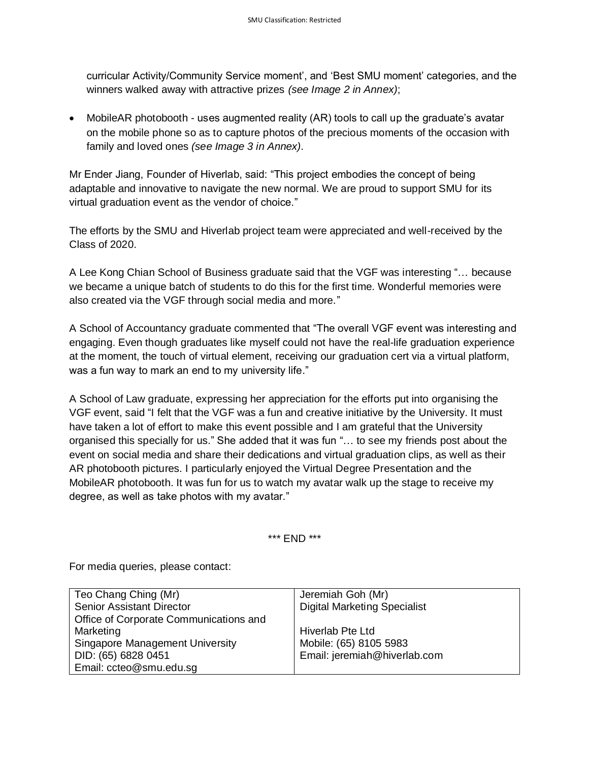curricular Activity/Community Service moment', and 'Best SMU moment' categories, and the winners walked away with attractive prizes *(see Image 2 in Annex)*;

- MobileAR photobooth - uses augmented reality (AR) tools to call up the graduate's avatar on the mobile phone so as to capture photos of the precious moments of the occasion with family and loved ones *(see Image 3 in Annex)*.

Mr Ender Jiang, Founder of Hiverlab, said: "This project embodies the concept of being adaptable and innovative to navigate the new normal. We are proud to support SMU for its virtual graduation event as the vendor of choice."

The efforts by the SMU and Hiverlab project team were appreciated and well-received by the Class of 2020.

A Lee Kong Chian School of Business graduate said that the VGF was interesting "… because we became a unique batch of students to do this for the first time. Wonderful memories were also created via the VGF through social media and more."

A School of Accountancy graduate commented that "The overall VGF event was interesting and engaging. Even though graduates like myself could not have the real-life graduation experience at the moment, the touch of virtual element, receiving our graduation cert via a virtual platform, was a fun way to mark an end to my university life."

A School of Law graduate, expressing her appreciation for the efforts put into organising the VGF event, said "I felt that the VGF was a fun and creative initiative by the University. It must have taken a lot of effort to make this event possible and I am grateful that the University organised this specially for us." She added that it was fun "… to see my friends post about the event on social media and share their dedications and virtual graduation clips, as well as their AR photobooth pictures. I particularly enjoyed the Virtual Degree Presentation and the MobileAR photobooth. It was fun for us to watch my avatar walk up the stage to receive my degree, as well as take photos with my avatar."

*** END ***

For media queries, please contact:

| Teo Chang Ching (Mr)<br>Senior Assistant Director<br>Office of Corporate Communications and Marketing<br>Singapore Management University<br>DID: (65) 6828 0451<br>Email: ccteo@smu.edu.sg | Jeremiah Goh (Mr)<br>Digital Marketing Specialist<br><br>Hiverlab Pte Ltd<br>Mobile: (65) 8105 5983<br>Email: jeremiah@hiverlab.com |
|---|---|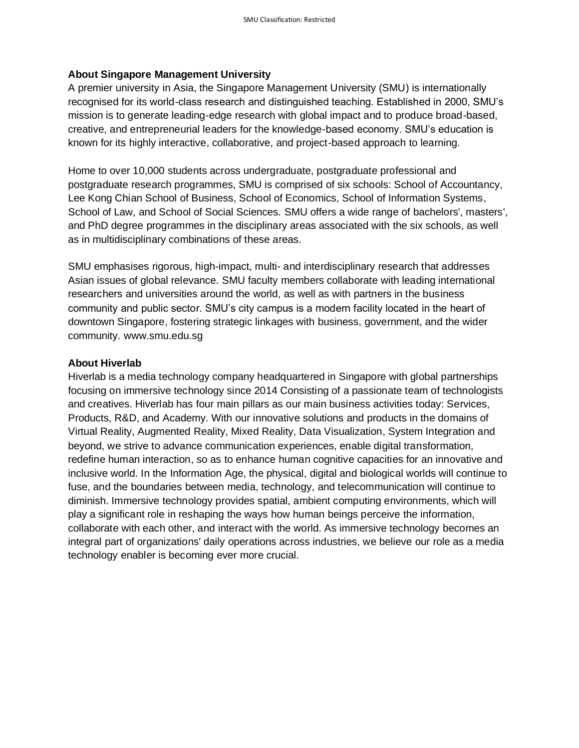**About Singapore Management University**

A premier university in Asia, the Singapore Management University (SMU) is internationally recognised for its world-class research and distinguished teaching. Established in 2000, SMU's mission is to generate leading-edge research with global impact and to produce broad-based, creative, and entrepreneurial leaders for the knowledge-based economy. SMU's education is known for its highly interactive, collaborative, and project-based approach to learning.

Home to over 10,000 students across undergraduate, postgraduate professional and postgraduate research programmes, SMU is comprised of six schools: School of Accountancy, Lee Kong Chian School of Business, School of Economics, School of Information Systems, School of Law, and School of Social Sciences. SMU offers a wide range of bachelors', masters', and PhD degree programmes in the disciplinary areas associated with the six schools, as well as in multidisciplinary combinations of these areas.

SMU emphasises rigorous, high-impact, multi- and interdisciplinary research that addresses Asian issues of global relevance. SMU faculty members collaborate with leading international researchers and universities around the world, as well as with partners in the business community and public sector. SMU's city campus is a modern facility located in the heart of downtown Singapore, fostering strategic linkages with business, government, and the wider community. www.smu.edu.sg

**About Hiverlab**

Hiverlab is a media technology company headquartered in Singapore with global partnerships focusing on immersive technology since 2014 Consisting of a passionate team of technologists and creatives. Hiverlab has four main pillars as our main business activities today: Services, Products, R&D, and Academy. With our innovative solutions and products in the domains of Virtual Reality, Augmented Reality, Mixed Reality, Data Visualization, System Integration and beyond, we strive to advance communication experiences, enable digital transformation, redefine human interaction, so as to enhance human cognitive capacities for an innovative and inclusive world. In the Information Age, the physical, digital and biological worlds will continue to fuse, and the boundaries between media, technology, and telecommunication will continue to diminish. Immersive technology provides spatial, ambient computing environments, which will play a significant role in reshaping the ways how human beings perceive the information, collaborate with each other, and interact with the world. As immersive technology becomes an integral part of organizations' daily operations across industries, we believe our role as a media technology enabler is becoming ever more crucial.